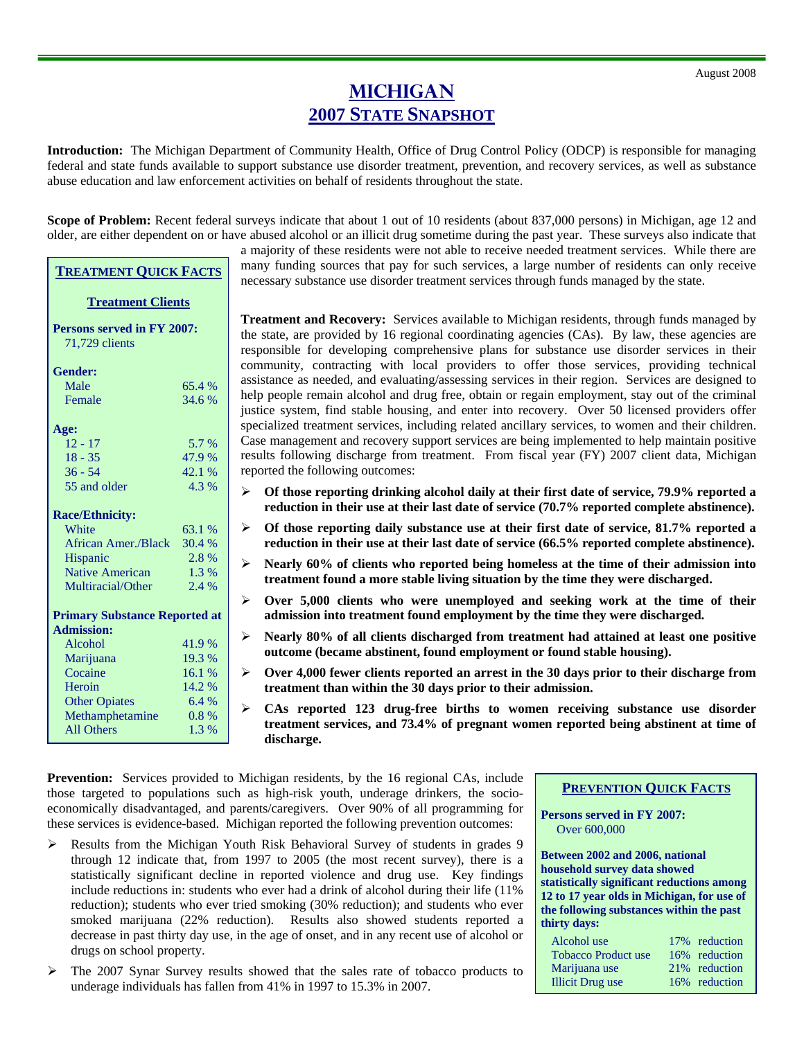August 2008

# MICHIGAN
## 2007 STATE SNAPSHOT

**Introduction:** The Michigan Department of Community Health, Office of Drug Control Policy (ODCP) is responsible for managing federal and state funds available to support substance use disorder treatment, prevention, and recovery services, as well as substance abuse education and law enforcement activities on behalf of residents throughout the state.

**Scope of Problem:** Recent federal surveys indicate that about 1 out of 10 residents (about 837,000 persons) in Michigan, age 12 and older, are either dependent on or have abused alcohol or an illicit drug sometime during the past year. These surveys also indicate that a majority of these residents were not able to receive needed treatment services. While there are many funding sources that pay for such services, a large number of residents can only receive necessary substance use disorder treatment services through funds managed by the state.

### TREATMENT QUICK FACTS

**Treatment Clients**

**Persons served in FY 2007:** 71,729 clients

| **Gender:** | |
|---|---|
| Male | 65.4 % |
| Female | 34.6 % |

| **Age:** | |
|---|---|
| 12 - 17 | 5.7 % |
| 18 - 35 | 47.9 % |
| 36 - 54 | 42.1 % |
| 55 and older | 4.3 % |

| **Race/Ethnicity:** | |
|---|---|
| White | 63.1 % |
| African Amer./Black | 30.4 % |
| Hispanic | 2.8 % |
| Native American | 1.3 % |
| Multiracial/Other | 2.4 % |

| **Primary Substance Reported at Admission:** | |
|---|---|
| Alcohol | 41.9 % |
| Marijuana | 19.3 % |
| Cocaine | 16.1 % |
| Heroin | 14.2 % |
| Other Opiates | 6.4 % |
| Methamphetamine | 0.8 % |
| All Others | 1.3 % |

**Treatment and Recovery:** Services available to Michigan residents, through funds managed by the state, are provided by 16 regional coordinating agencies (CAs). By law, these agencies are responsible for developing comprehensive plans for substance use disorder services in their community, contracting with local providers to offer those services, providing technical assistance as needed, and evaluating/assessing services in their region. Services are designed to help people remain alcohol and drug free, obtain or regain employment, stay out of the criminal justice system, find stable housing, and enter into recovery. Over 50 licensed providers offer specialized treatment services, including related ancillary services, to women and their children. Case management and recovery support services are being implemented to help maintain positive results following discharge from treatment. From fiscal year (FY) 2007 client data, Michigan reported the following outcomes:

- **Of those reporting drinking alcohol daily at their first date of service, 79.9% reported a reduction in their use at their last date of service (70.7% reported complete abstinence).**
- **Of those reporting daily substance use at their first date of service, 81.7% reported a reduction in their use at their last date of service (66.5% reported complete abstinence).**
- **Nearly 60% of clients who reported being homeless at the time of their admission into treatment found a more stable living situation by the time they were discharged.**
- **Over 5,000 clients who were unemployed and seeking work at the time of their admission into treatment found employment by the time they were discharged.**
- **Nearly 80% of all clients discharged from treatment had attained at least one positive outcome (became abstinent, found employment or found stable housing).**
- **Over 4,000 fewer clients reported an arrest in the 30 days prior to their discharge from treatment than within the 30 days prior to their admission.**
- **CAs reported 123 drug-free births to women receiving substance use disorder treatment services, and 73.4% of pregnant women reported being abstinent at time of discharge.**

**Prevention:** Services provided to Michigan residents, by the 16 regional CAs, include those targeted to populations such as high-risk youth, underage drinkers, the socio-economically disadvantaged, and parents/caregivers. Over 90% of all programming for these services is evidence-based. Michigan reported the following prevention outcomes:

- Results from the Michigan Youth Risk Behavioral Survey of students in grades 9 through 12 indicate that, from 1997 to 2005 (the most recent survey), there is a statistically significant decline in reported violence and drug use. Key findings include reductions in: students who ever had a drink of alcohol during their life (11% reduction); students who ever tried smoking (30% reduction); and students who ever smoked marijuana (22% reduction). Results also showed students reported a decrease in past thirty day use, in the age of onset, and in any recent use of alcohol or drugs on school property.
- The 2007 Synar Survey results showed that the sales rate of tobacco products to underage individuals has fallen from 41% in 1997 to 15.3% in 2007.

### PREVENTION QUICK FACTS

**Persons served in FY 2007:** Over 600,000

**Between 2002 and 2006, national household survey data showed statistically significant reductions among 12 to 17 year olds in Michigan, for use of the following substances within the past thirty days:**

| Substance | Reduction |
|---|---|
| Alcohol use | 17% reduction |
| Tobacco Product use | 16% reduction |
| Marijuana use | 21% reduction |
| Illicit Drug use | 16% reduction |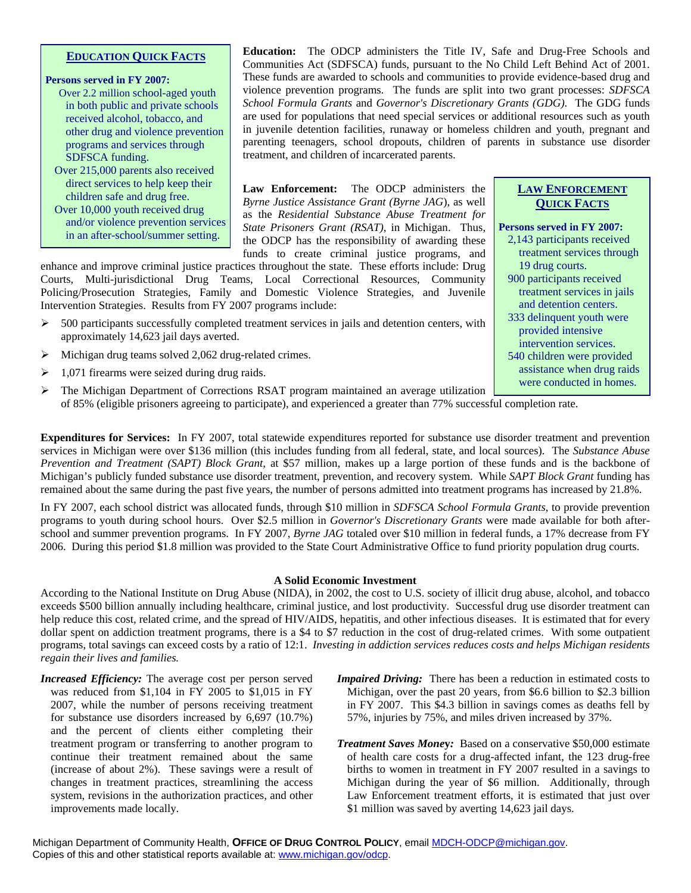### EDUCATION QUICK FACTS

**Persons served in FY 2007:**

- Over 2.2 million school-aged youth in both public and private schools received alcohol, tobacco, and other drug and violence prevention programs and services through SDFSCA funding.
- Over 215,000 parents also received direct services to help keep their children safe and drug free.
- Over 10,000 youth received drug and/or violence prevention services in an after-school/summer setting.

**Education:** The ODCP administers the Title IV, Safe and Drug-Free Schools and Communities Act (SDFSCA) funds, pursuant to the No Child Left Behind Act of 2001. These funds are awarded to schools and communities to provide evidence-based drug and violence prevention programs. The funds are split into two grant processes: *SDFSCA School Formula Grants* and *Governor's Discretionary Grants (GDG)*. The GDG funds are used for populations that need special services or additional resources such as youth in juvenile detention facilities, runaway or homeless children and youth, pregnant and parenting teenagers, school dropouts, children of parents in substance use disorder treatment, and children of incarcerated parents.

### LAW ENFORCEMENT QUICK FACTS

**Persons served in FY 2007:**

- 2,143 participants received treatment services through 19 drug courts.
- 900 participants received treatment services in jails and detention centers.
- 333 delinquent youth were provided intensive intervention services.
- 540 children were provided assistance when drug raids were conducted in homes.

**Law Enforcement:** The ODCP administers the *Byrne Justice Assistance Grant (Byrne JAG)*, as well as the *Residential Substance Abuse Treatment for State Prisoners Grant (RSAT)*, in Michigan. Thus, the ODCP has the responsibility of awarding these funds to create criminal justice programs, and enhance and improve criminal justice practices throughout the state. These efforts include: Drug Courts, Multi-jurisdictional Drug Teams, Local Correctional Resources, Community Policing/Prosecution Strategies, Family and Domestic Violence Strategies, and Juvenile Intervention Strategies. Results from FY 2007 programs include:

- 500 participants successfully completed treatment services in jails and detention centers, with approximately 14,623 jail days averted.
- Michigan drug teams solved 2,062 drug-related crimes.
- 1,071 firearms were seized during drug raids.
- The Michigan Department of Corrections RSAT program maintained an average utilization of 85% (eligible prisoners agreeing to participate), and experienced a greater than 77% successful completion rate.

**Expenditures for Services:** In FY 2007, total statewide expenditures reported for substance use disorder treatment and prevention services in Michigan were over $136 million (this includes funding from all federal, state, and local sources). The *Substance Abuse Prevention and Treatment (SAPT) Block Grant*, at $57 million, makes up a large portion of these funds and is the backbone of Michigan's publicly funded substance use disorder treatment, prevention, and recovery system. While *SAPT Block Grant* funding has remained about the same during the past five years, the number of persons admitted into treatment programs has increased by 21.8%.

In FY 2007, each school district was allocated funds, through $10 million in *SDFSCA School Formula Grants*, to provide prevention programs to youth during school hours. Over $2.5 million in *Governor's Discretionary Grants* were made available for both after-school and summer prevention programs. In FY 2007, *Byrne JAG* totaled over $10 million in federal funds, a 17% decrease from FY 2006. During this period $1.8 million was provided to the State Court Administrative Office to fund priority population drug courts.

### A Solid Economic Investment

According to the National Institute on Drug Abuse (NIDA), in 2002, the cost to U.S. society of illicit drug abuse, alcohol, and tobacco exceeds $500 billion annually including healthcare, criminal justice, and lost productivity. Successful drug use disorder treatment can help reduce this cost, related crime, and the spread of HIV/AIDS, hepatitis, and other infectious diseases. It is estimated that for every dollar spent on addiction treatment programs, there is a $4 to $7 reduction in the cost of drug-related crimes. With some outpatient programs, total savings can exceed costs by a ratio of 12:1. *Investing in addiction services reduces costs and helps Michigan residents regain their lives and families.*

***Increased Efficiency:*** The average cost per person served was reduced from $1,104 in FY 2005 to $1,015 in FY 2007, while the number of persons receiving treatment for substance use disorders increased by 6,697 (10.7%) and the percent of clients either completing their treatment program or transferring to another program to continue their treatment remained about the same (increase of about 2%). These savings were a result of changes in treatment practices, streamlining the access system, revisions in the authorization practices, and other improvements made locally.

***Impaired Driving:*** There has been a reduction in estimated costs to Michigan, over the past 20 years, from $6.6 billion to $2.3 billion in FY 2007. This $4.3 billion in savings comes as deaths fell by 57%, injuries by 75%, and miles driven increased by 37%.

***Treatment Saves Money:*** Based on a conservative $50,000 estimate of health care costs for a drug-affected infant, the 123 drug-free births to women in treatment in FY 2007 resulted in a savings to Michigan during the year of $6 million. Additionally, through Law Enforcement treatment efforts, it is estimated that just over $1 million was saved by averting 14,623 jail days.

Michigan Department of Community Health, **OFFICE OF DRUG CONTROL POLICY**, email MDCH-ODCP@michigan.gov.
Copies of this and other statistical reports available at: www.michigan.gov/odcp.